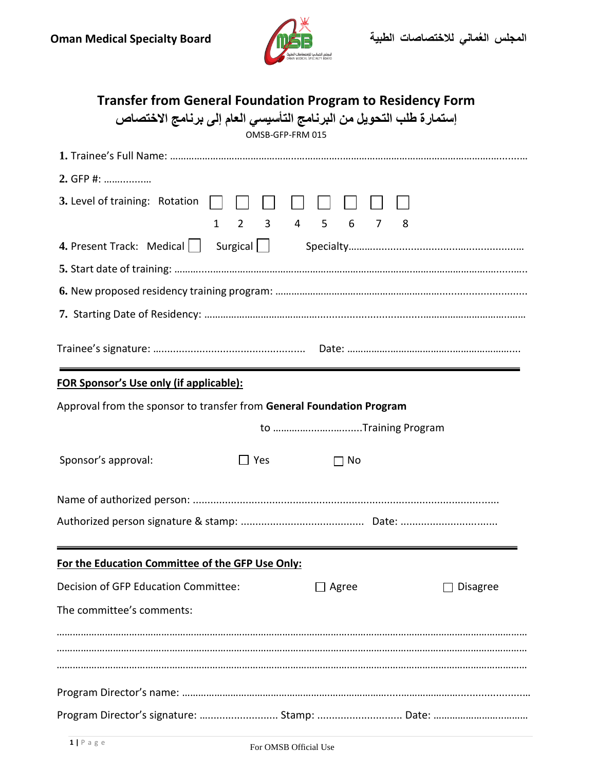**Oman Medical Specialty Board** | **المجلس العُماني للاختصاصات الطبية**

# Transfer from General Foundation Program to Residency Form

# إستمارة طلب التحويل من البرنامج التأسيسي العام إلى برنامج الاختصاص

OMSB-GFP-FRM 015

**1.** Trainee's Full Name: ……………………………………………………………………………………………………………

**2.** GFP #: ……………

**3.** Level of training: Rotation ☐ 1 ☐ 2 ☐ 3 ☐ 4 ☐ 5 ☐ 6 ☐ 7 ☐ 8

**4.** Present Track: Medical ☐ Surgical ☐ Specialty…………………………………………………

**5.** Start date of training: ……………………………………………………………………………………………………

**6.** New proposed residency training program: ………………………………………………………………………

**7.** Starting Date of Residency: ……………………………………………………………………………………………

Trainee's signature: …………………………………………… Date: ……………………………………………………

---

**FOR Sponsor's Use only (if applicable):**

Approval from the sponsor to transfer from **General Foundation Program** to ……………………….....Training Program

Sponsor's approval: ☐ Yes ☐ No

Name of authorized person: ……………………………………………………………………………………………

Authorized person signature & stamp: …………………………………… Date: ……………………………

---

**For the Education Committee of the GFP Use Only:**

Decision of GFP Education Committee: ☐ Agree ☐ Disagree

The committee's comments:

……………………………………………………………………………………………………………………………………

……………………………………………………………………………………………………………………………………

……………………………………………………………………………………………………………………………………

Program Director's name: ………………………………………………………………………………………………………

Program Director's signature: ……………………… Stamp: ……………………… Date: ………………………………

For OMSB Official Use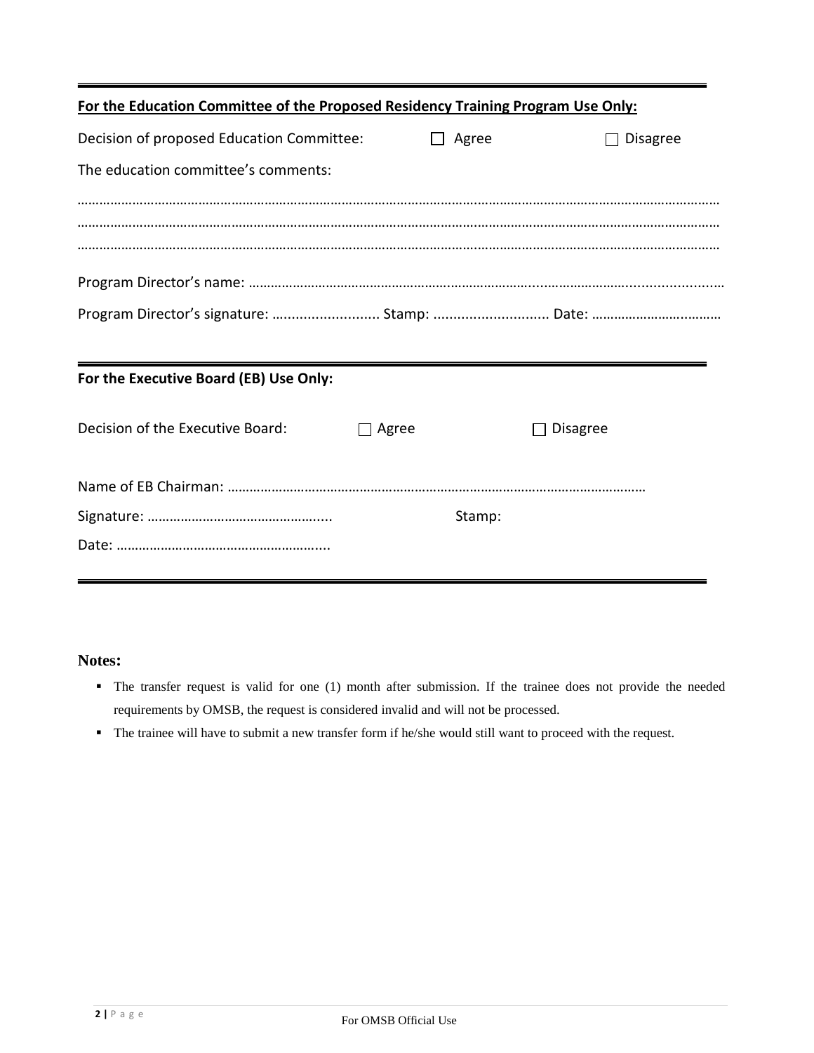**For the Education Committee of the Proposed Residency Training Program Use Only:**

Decision of proposed Education Committee: ☐ Agree ☐ Disagree

The education committee's comments:

…………………………………………………………………………………………………………………………………………………………

…………………………………………………………………………………………………………………………………………………………

…………………………………………………………………………………………………………………………………………………………

Program Director's name: ………………………………………………………………………………………………………………

Program Director's signature: …........................ Stamp: ............................ Date: ………………………..………

---

**For the Executive Board (EB) Use Only:**

Decision of the Executive Board: ☐ Agree ☐ Disagree

Name of EB Chairman: ……………………………………………………………………………………………………

Signature: ……………………………………….... Stamp:

Date: ………………………………………………....

---

**Notes:**

- The transfer request is valid for one (1) month after submission. If the trainee does not provide the needed requirements by OMSB, the request is considered invalid and will not be processed.
- The trainee will have to submit a new transfer form if he/she would still want to proceed with the request.